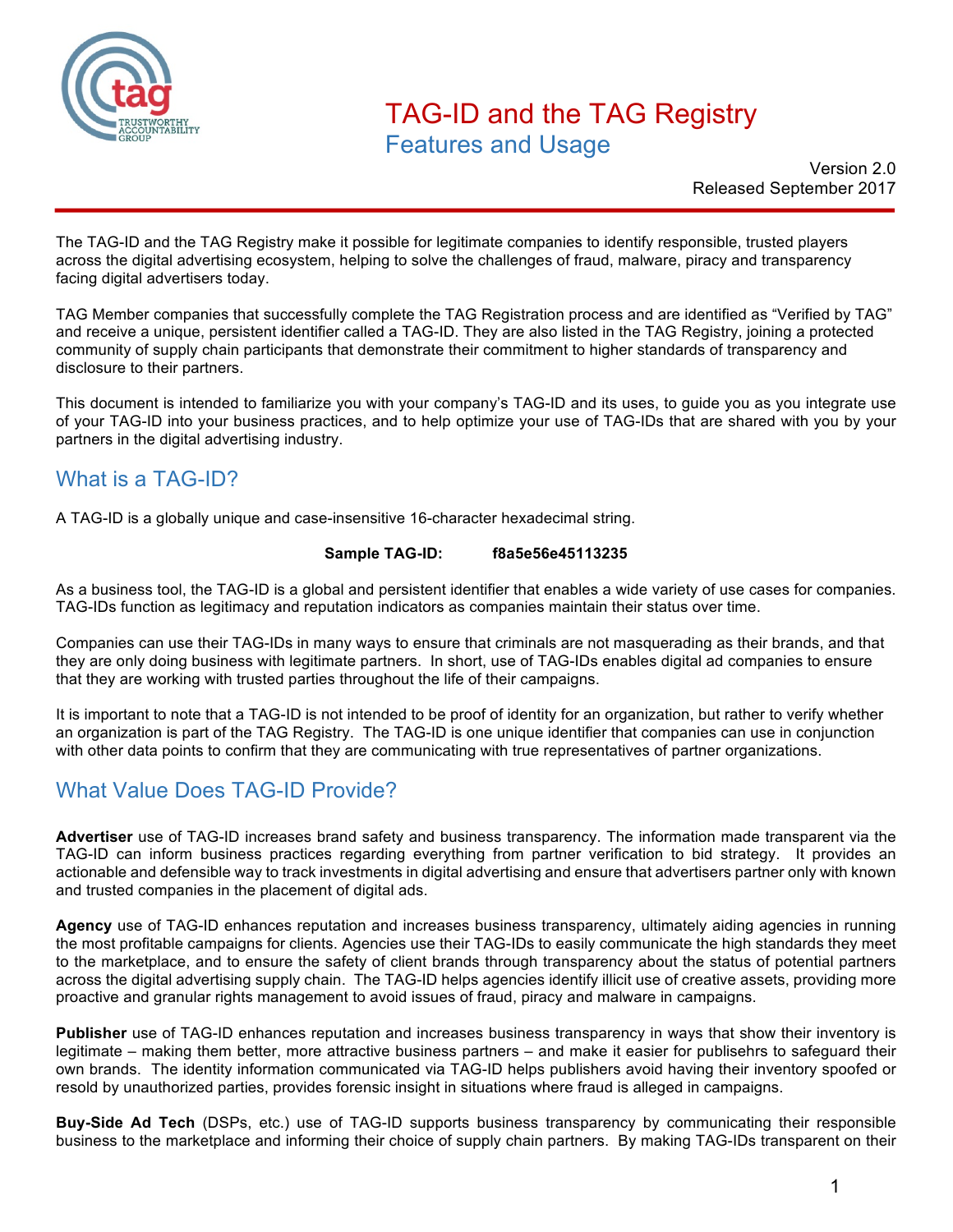# TAG-ID and the TAG Registry

## Features and Usage

Version 2.0
Released September 2017

The TAG-ID and the TAG Registry make it possible for legitimate companies to identify responsible, trusted players across the digital advertising ecosystem, helping to solve the challenges of fraud, malware, piracy and transparency facing digital advertisers today.

TAG Member companies that successfully complete the TAG Registration process and are identified as "Verified by TAG" and receive a unique, persistent identifier called a TAG-ID. They are also listed in the TAG Registry, joining a protected community of supply chain participants that demonstrate their commitment to higher standards of transparency and disclosure to their partners.

This document is intended to familiarize you with your company's TAG-ID and its uses, to guide you as you integrate use of your TAG-ID into your business practices, and to help optimize your use of TAG-IDs that are shared with you by your partners in the digital advertising industry.

## What is a TAG-ID?

A TAG-ID is a globally unique and case-insensitive 16-character hexadecimal string.

**Sample TAG-ID: f8a5e56e45113235**

As a business tool, the TAG-ID is a global and persistent identifier that enables a wide variety of use cases for companies. TAG-IDs function as legitimacy and reputation indicators as companies maintain their status over time.

Companies can use their TAG-IDs in many ways to ensure that criminals are not masquerading as their brands, and that they are only doing business with legitimate partners. In short, use of TAG-IDs enables digital ad companies to ensure that they are working with trusted parties throughout the life of their campaigns.

It is important to note that a TAG-ID is not intended to be proof of identity for an organization, but rather to verify whether an organization is part of the TAG Registry. The TAG-ID is one unique identifier that companies can use in conjunction with other data points to confirm that they are communicating with true representatives of partner organizations.

## What Value Does TAG-ID Provide?

**Advertiser** use of TAG-ID increases brand safety and business transparency. The information made transparent via the TAG-ID can inform business practices regarding everything from partner verification to bid strategy. It provides an actionable and defensible way to track investments in digital advertising and ensure that advertisers partner only with known and trusted companies in the placement of digital ads.

**Agency** use of TAG-ID enhances reputation and increases business transparency, ultimately aiding agencies in running the most profitable campaigns for clients. Agencies use their TAG-IDs to easily communicate the high standards they meet to the marketplace, and to ensure the safety of client brands through transparency about the status of potential partners across the digital advertising supply chain. The TAG-ID helps agencies identify illicit use of creative assets, providing more proactive and granular rights management to avoid issues of fraud, piracy and malware in campaigns.

**Publisher** use of TAG-ID enhances reputation and increases business transparency in ways that show their inventory is legitimate – making them better, more attractive business partners – and make it easier for publisehrs to safeguard their own brands. The identity information communicated via TAG-ID helps publishers avoid having their inventory spoofed or resold by unauthorized parties, provides forensic insight in situations where fraud is alleged in campaigns.

**Buy-Side Ad Tech** (DSPs, etc.) use of TAG-ID supports business transparency by communicating their responsible business to the marketplace and informing their choice of supply chain partners. By making TAG-IDs transparent on their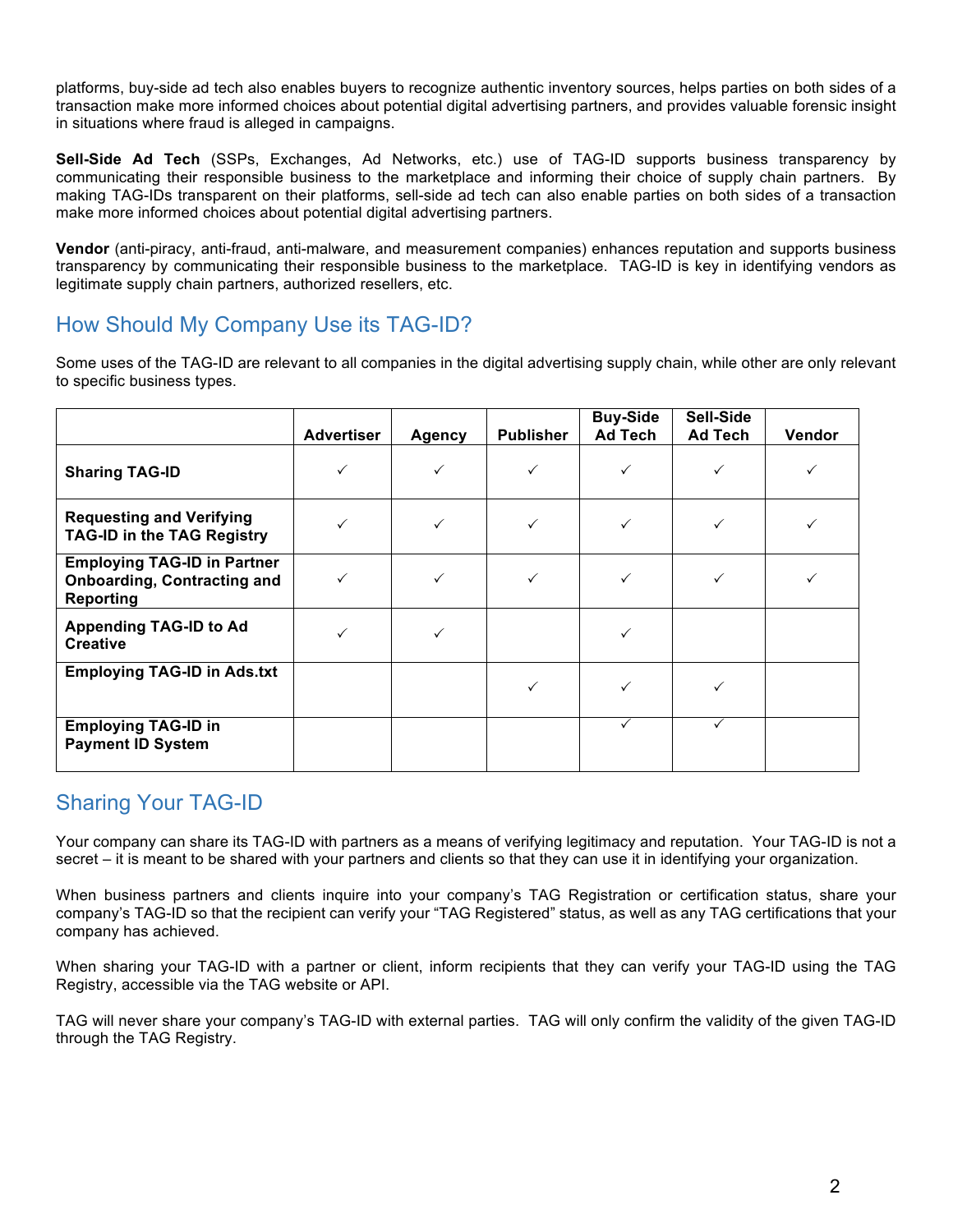platforms, buy-side ad tech also enables buyers to recognize authentic inventory sources, helps parties on both sides of a transaction make more informed choices about potential digital advertising partners, and provides valuable forensic insight in situations where fraud is alleged in campaigns.

**Sell-Side Ad Tech** (SSPs, Exchanges, Ad Networks, etc.) use of TAG-ID supports business transparency by communicating their responsible business to the marketplace and informing their choice of supply chain partners. By making TAG-IDs transparent on their platforms, sell-side ad tech can also enable parties on both sides of a transaction make more informed choices about potential digital advertising partners.

**Vendor** (anti-piracy, anti-fraud, anti-malware, and measurement companies) enhances reputation and supports business transparency by communicating their responsible business to the marketplace. TAG-ID is key in identifying vendors as legitimate supply chain partners, authorized resellers, etc.

## How Should My Company Use its TAG-ID?

Some uses of the TAG-ID are relevant to all companies in the digital advertising supply chain, while other are only relevant to specific business types.

| | Advertiser | Agency | Publisher | Buy-Side Ad Tech | Sell-Side Ad Tech | Vendor |
|---|---|---|---|---|---|---|
| **Sharing TAG-ID** | ✓ | ✓ | ✓ | ✓ | ✓ | ✓ |
| **Requesting and Verifying TAG-ID in the TAG Registry** | ✓ | ✓ | ✓ | ✓ | ✓ | ✓ |
| **Employing TAG-ID in Partner Onboarding, Contracting and Reporting** | ✓ | ✓ | ✓ | ✓ | ✓ | ✓ |
| **Appending TAG-ID to Ad Creative** | ✓ | ✓ | | ✓ | | |
| **Employing TAG-ID in Ads.txt** | | | ✓ | ✓ | ✓ | |
| **Employing TAG-ID in Payment ID System** | | | | ✓ | ✓ | |

## Sharing Your TAG-ID

Your company can share its TAG-ID with partners as a means of verifying legitimacy and reputation. Your TAG-ID is not a secret – it is meant to be shared with your partners and clients so that they can use it in identifying your organization.

When business partners and clients inquire into your company's TAG Registration or certification status, share your company's TAG-ID so that the recipient can verify your "TAG Registered" status, as well as any TAG certifications that your company has achieved.

When sharing your TAG-ID with a partner or client, inform recipients that they can verify your TAG-ID using the TAG Registry, accessible via the TAG website or API.

TAG will never share your company's TAG-ID with external parties. TAG will only confirm the validity of the given TAG-ID through the TAG Registry.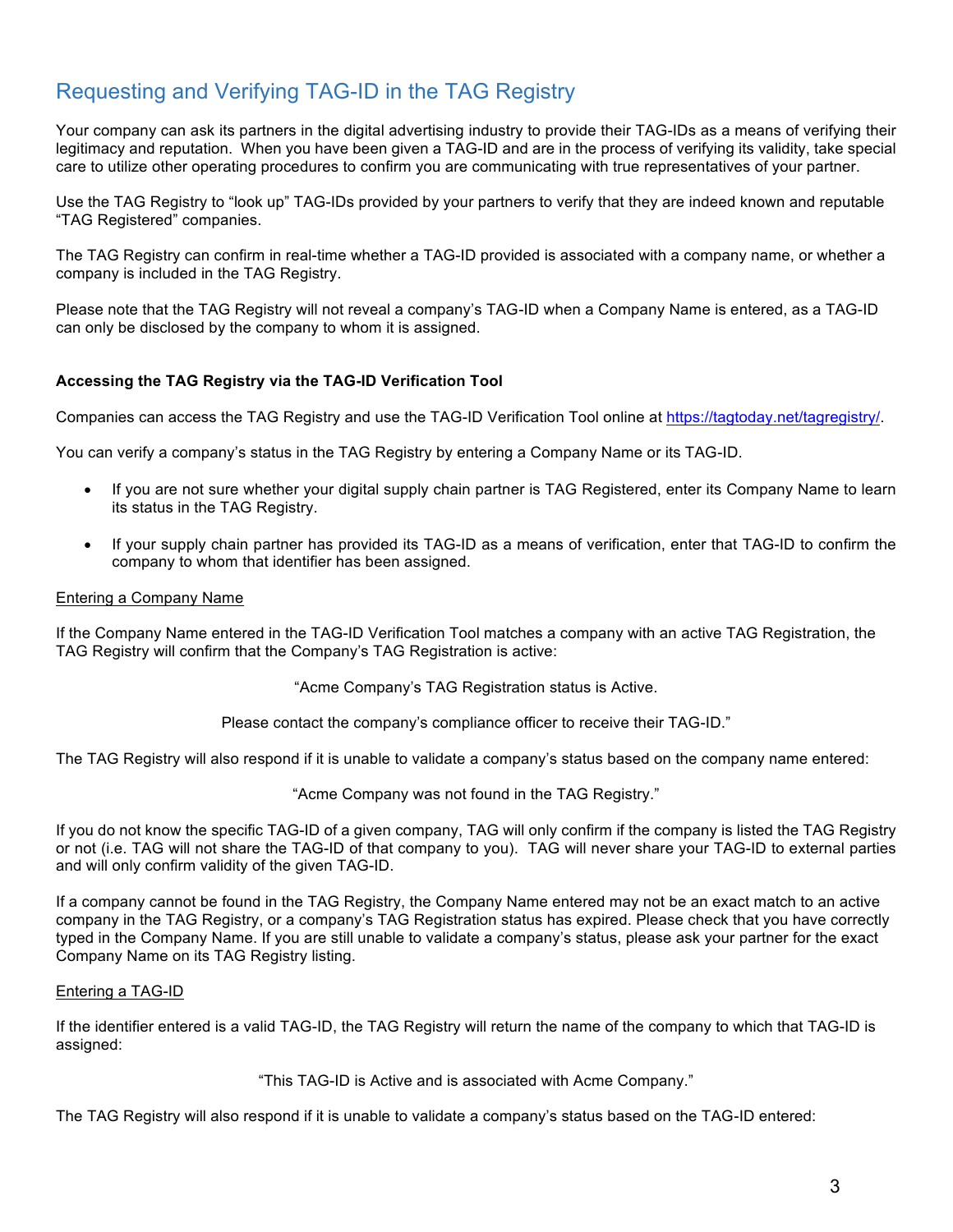## Requesting and Verifying TAG-ID in the TAG Registry

Your company can ask its partners in the digital advertising industry to provide their TAG-IDs as a means of verifying their legitimacy and reputation. When you have been given a TAG-ID and are in the process of verifying its validity, take special care to utilize other operating procedures to confirm you are communicating with true representatives of your partner.

Use the TAG Registry to "look up" TAG-IDs provided by your partners to verify that they are indeed known and reputable "TAG Registered" companies.

The TAG Registry can confirm in real-time whether a TAG-ID provided is associated with a company name, or whether a company is included in the TAG Registry.

Please note that the TAG Registry will not reveal a company's TAG-ID when a Company Name is entered, as a TAG-ID can only be disclosed by the company to whom it is assigned.

**Accessing the TAG Registry via the TAG-ID Verification Tool**

Companies can access the TAG Registry and use the TAG-ID Verification Tool online at https://tagtoday.net/tagregistry/.

You can verify a company's status in the TAG Registry by entering a Company Name or its TAG-ID.

- If you are not sure whether your digital supply chain partner is TAG Registered, enter its Company Name to learn its status in the TAG Registry.
- If your supply chain partner has provided its TAG-ID as a means of verification, enter that TAG-ID to confirm the company to whom that identifier has been assigned.

<u>Entering a Company Name</u>

If the Company Name entered in the TAG-ID Verification Tool matches a company with an active TAG Registration, the TAG Registry will confirm that the Company's TAG Registration is active:

"Acme Company's TAG Registration status is Active.

Please contact the company's compliance officer to receive their TAG-ID."

The TAG Registry will also respond if it is unable to validate a company's status based on the company name entered:

"Acme Company was not found in the TAG Registry."

If you do not know the specific TAG-ID of a given company, TAG will only confirm if the company is listed the TAG Registry or not (i.e. TAG will not share the TAG-ID of that company to you). TAG will never share your TAG-ID to external parties and will only confirm validity of the given TAG-ID.

If a company cannot be found in the TAG Registry, the Company Name entered may not be an exact match to an active company in the TAG Registry, or a company's TAG Registration status has expired. Please check that you have correctly typed in the Company Name. If you are still unable to validate a company's status, please ask your partner for the exact Company Name on its TAG Registry listing.

<u>Entering a TAG-ID</u>

If the identifier entered is a valid TAG-ID, the TAG Registry will return the name of the company to which that TAG-ID is assigned:

"This TAG-ID is Active and is associated with Acme Company."

The TAG Registry will also respond if it is unable to validate a company's status based on the TAG-ID entered: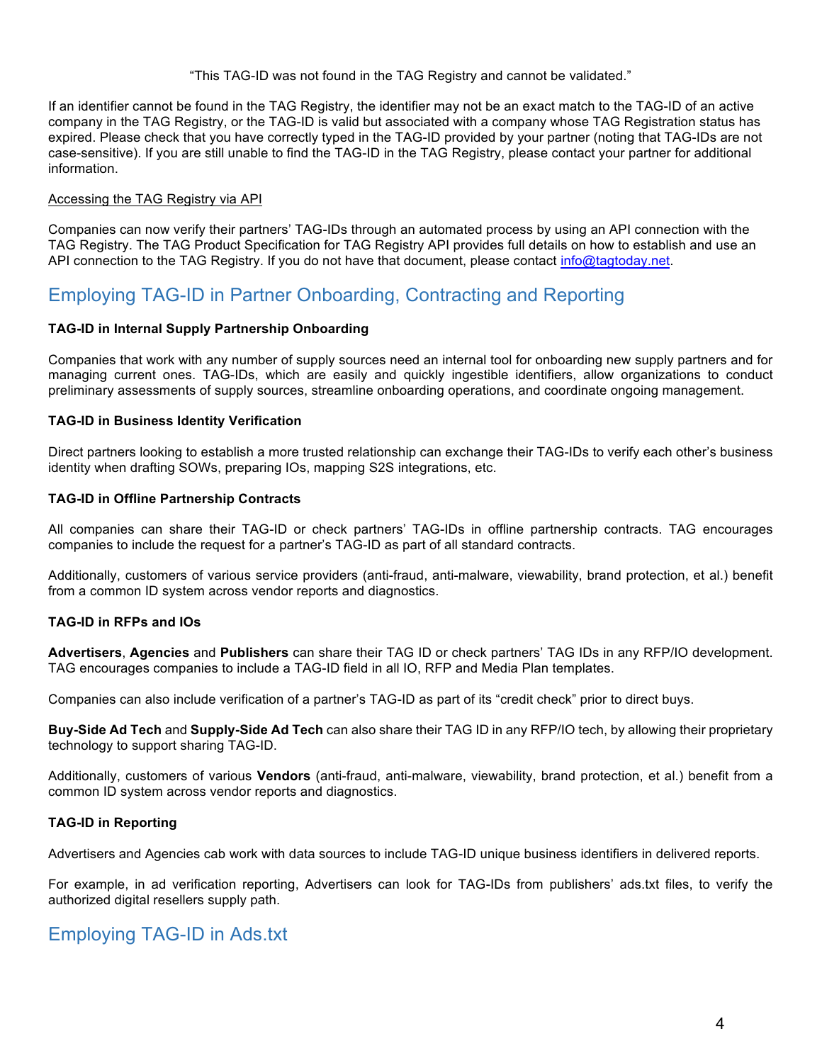"This TAG-ID was not found in the TAG Registry and cannot be validated."

If an identifier cannot be found in the TAG Registry, the identifier may not be an exact match to the TAG-ID of an active company in the TAG Registry, or the TAG-ID is valid but associated with a company whose TAG Registration status has expired. Please check that you have correctly typed in the TAG-ID provided by your partner (noting that TAG-IDs are not case-sensitive). If you are still unable to find the TAG-ID in the TAG Registry, please contact your partner for additional information.

Accessing the TAG Registry via API

Companies can now verify their partners' TAG-IDs through an automated process by using an API connection with the TAG Registry. The TAG Product Specification for TAG Registry API provides full details on how to establish and use an API connection to the TAG Registry. If you do not have that document, please contact info@tagtoday.net.

## Employing TAG-ID in Partner Onboarding, Contracting and Reporting

**TAG-ID in Internal Supply Partnership Onboarding**

Companies that work with any number of supply sources need an internal tool for onboarding new supply partners and for managing current ones. TAG-IDs, which are easily and quickly ingestible identifiers, allow organizations to conduct preliminary assessments of supply sources, streamline onboarding operations, and coordinate ongoing management.

**TAG-ID in Business Identity Verification**

Direct partners looking to establish a more trusted relationship can exchange their TAG-IDs to verify each other's business identity when drafting SOWs, preparing IOs, mapping S2S integrations, etc.

**TAG-ID in Offline Partnership Contracts**

All companies can share their TAG-ID or check partners' TAG-IDs in offline partnership contracts. TAG encourages companies to include the request for a partner's TAG-ID as part of all standard contracts.

Additionally, customers of various service providers (anti-fraud, anti-malware, viewability, brand protection, et al.) benefit from a common ID system across vendor reports and diagnostics.

**TAG-ID in RFPs and IOs**

**Advertisers**, **Agencies** and **Publishers** can share their TAG ID or check partners' TAG IDs in any RFP/IO development. TAG encourages companies to include a TAG-ID field in all IO, RFP and Media Plan templates.

Companies can also include verification of a partner's TAG-ID as part of its "credit check" prior to direct buys.

**Buy-Side Ad Tech** and **Supply-Side Ad Tech** can also share their TAG ID in any RFP/IO tech, by allowing their proprietary technology to support sharing TAG-ID.

Additionally, customers of various **Vendors** (anti-fraud, anti-malware, viewability, brand protection, et al.) benefit from a common ID system across vendor reports and diagnostics.

**TAG-ID in Reporting**

Advertisers and Agencies cab work with data sources to include TAG-ID unique business identifiers in delivered reports.

For example, in ad verification reporting, Advertisers can look for TAG-IDs from publishers' ads.txt files, to verify the authorized digital resellers supply path.

## Employing TAG-ID in Ads.txt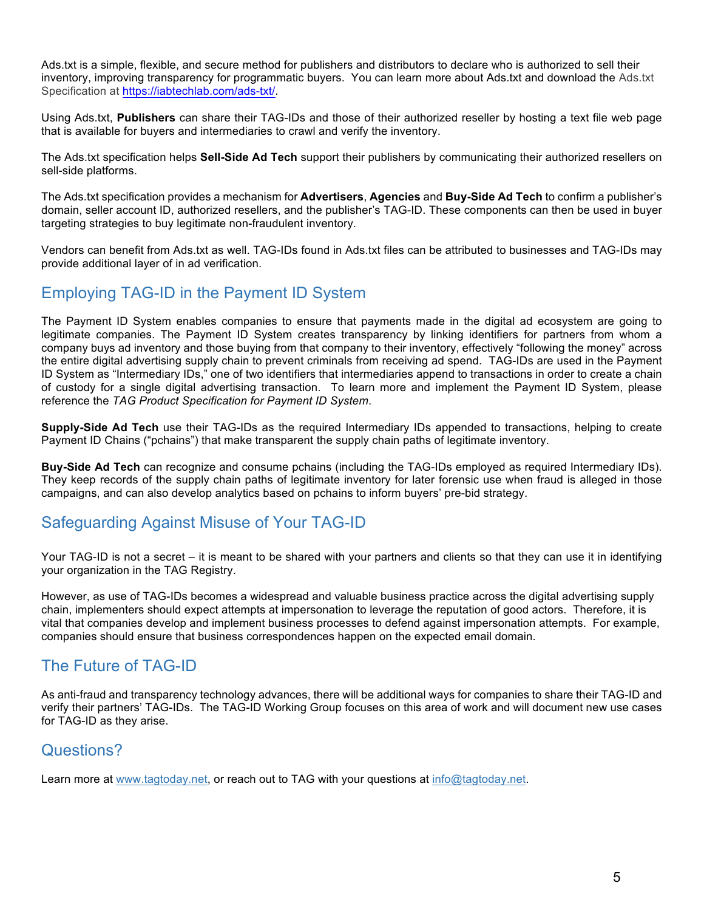Ads.txt is a simple, flexible, and secure method for publishers and distributors to declare who is authorized to sell their inventory, improving transparency for programmatic buyers. You can learn more about Ads.txt and download the Ads.txt Specification at https://iabtechlab.com/ads-txt/.

Using Ads.txt, **Publishers** can share their TAG-IDs and those of their authorized reseller by hosting a text file web page that is available for buyers and intermediaries to crawl and verify the inventory.

The Ads.txt specification helps **Sell-Side Ad Tech** support their publishers by communicating their authorized resellers on sell-side platforms.

The Ads.txt specification provides a mechanism for **Advertisers**, **Agencies** and **Buy-Side Ad Tech** to confirm a publisher's domain, seller account ID, authorized resellers, and the publisher's TAG-ID. These components can then be used in buyer targeting strategies to buy legitimate non-fraudulent inventory.

Vendors can benefit from Ads.txt as well. TAG-IDs found in Ads.txt files can be attributed to businesses and TAG-IDs may provide additional layer of in ad verification.

## Employing TAG-ID in the Payment ID System

The Payment ID System enables companies to ensure that payments made in the digital ad ecosystem are going to legitimate companies. The Payment ID System creates transparency by linking identifiers for partners from whom a company buys ad inventory and those buying from that company to their inventory, effectively "following the money" across the entire digital advertising supply chain to prevent criminals from receiving ad spend. TAG-IDs are used in the Payment ID System as "Intermediary IDs," one of two identifiers that intermediaries append to transactions in order to create a chain of custody for a single digital advertising transaction. To learn more and implement the Payment ID System, please reference the *TAG Product Specification for Payment ID System*.

**Supply-Side Ad Tech** use their TAG-IDs as the required Intermediary IDs appended to transactions, helping to create Payment ID Chains ("pchains") that make transparent the supply chain paths of legitimate inventory.

**Buy-Side Ad Tech** can recognize and consume pchains (including the TAG-IDs employed as required Intermediary IDs). They keep records of the supply chain paths of legitimate inventory for later forensic use when fraud is alleged in those campaigns, and can also develop analytics based on pchains to inform buyers' pre-bid strategy.

## Safeguarding Against Misuse of Your TAG-ID

Your TAG-ID is not a secret – it is meant to be shared with your partners and clients so that they can use it in identifying your organization in the TAG Registry.

However, as use of TAG-IDs becomes a widespread and valuable business practice across the digital advertising supply chain, implementers should expect attempts at impersonation to leverage the reputation of good actors. Therefore, it is vital that companies develop and implement business processes to defend against impersonation attempts. For example, companies should ensure that business correspondences happen on the expected email domain.

## The Future of TAG-ID

As anti-fraud and transparency technology advances, there will be additional ways for companies to share their TAG-ID and verify their partners' TAG-IDs. The TAG-ID Working Group focuses on this area of work and will document new use cases for TAG-ID as they arise.

## Questions?

Learn more at www.tagtoday.net, or reach out to TAG with your questions at info@tagtoday.net.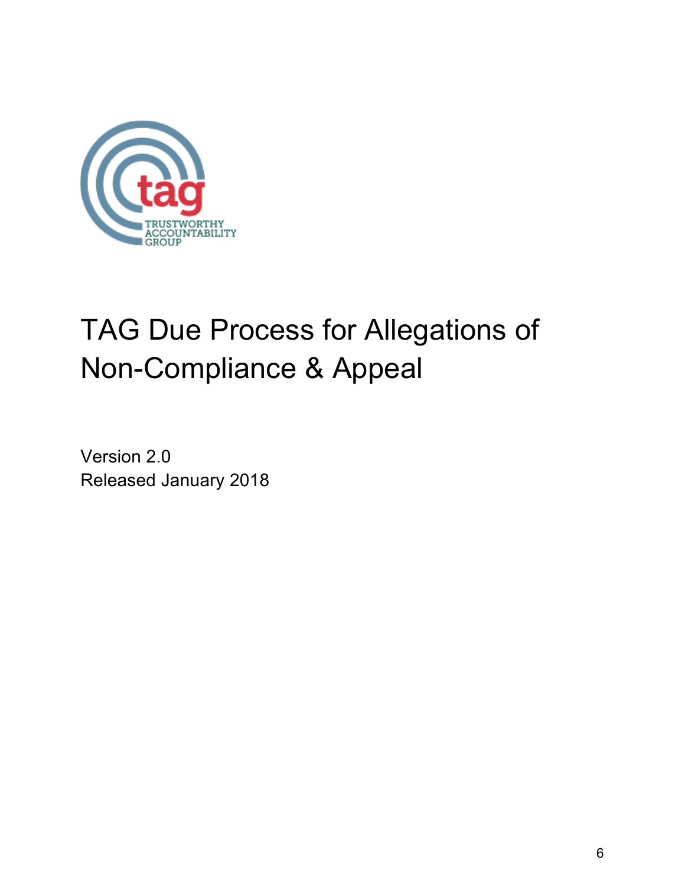TRUSTWORTHY ACCOUNTABILITY GROUP

# TAG Due Process for Allegations of Non-Compliance & Appeal

Version 2.0
Released January 2018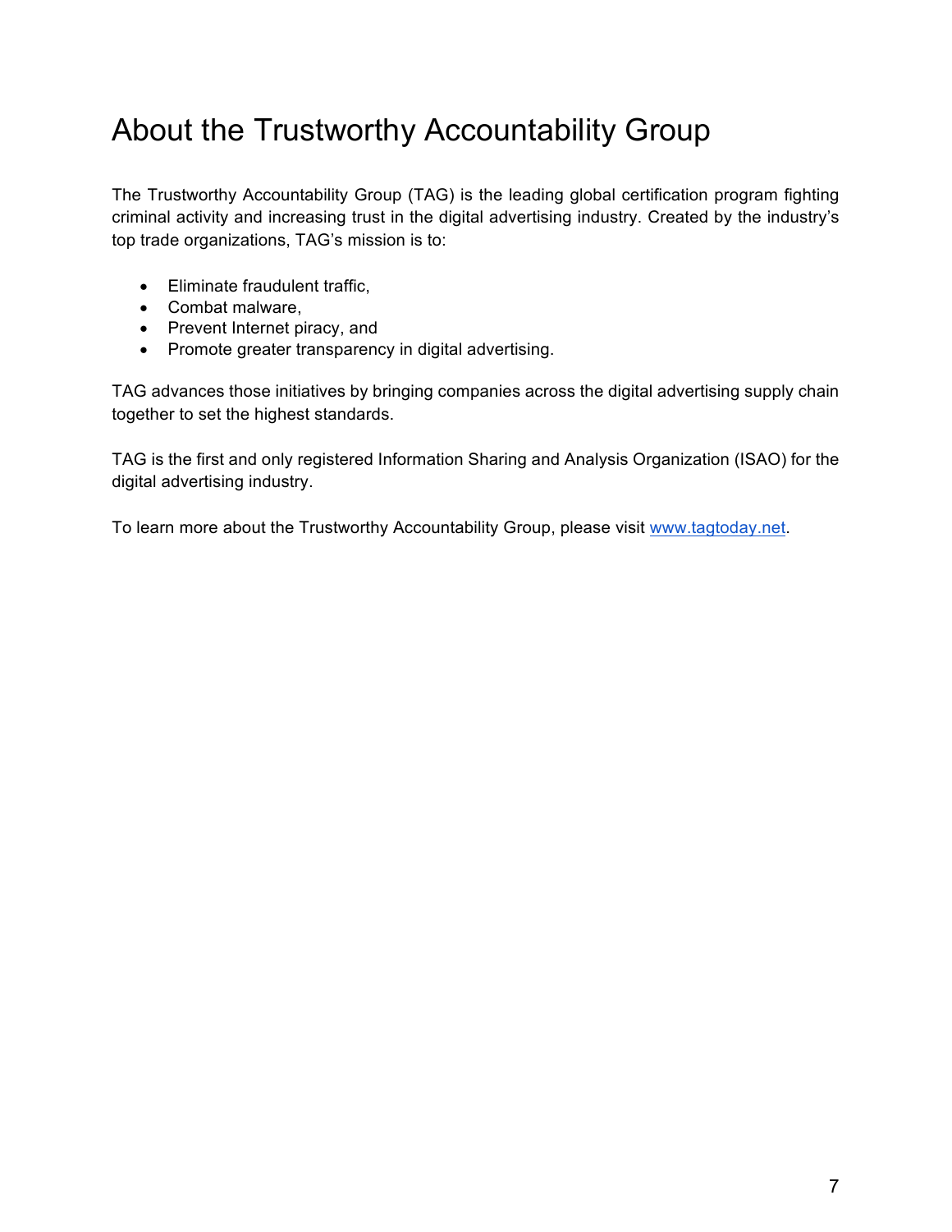# About the Trustworthy Accountability Group

The Trustworthy Accountability Group (TAG) is the leading global certification program fighting criminal activity and increasing trust in the digital advertising industry. Created by the industry's top trade organizations, TAG's mission is to:

- Eliminate fraudulent traffic,
- Combat malware,
- Prevent Internet piracy, and
- Promote greater transparency in digital advertising.

TAG advances those initiatives by bringing companies across the digital advertising supply chain together to set the highest standards.

TAG is the first and only registered Information Sharing and Analysis Organization (ISAO) for the digital advertising industry.

To learn more about the Trustworthy Accountability Group, please visit [www.tagtoday.net](http://www.tagtoday.net).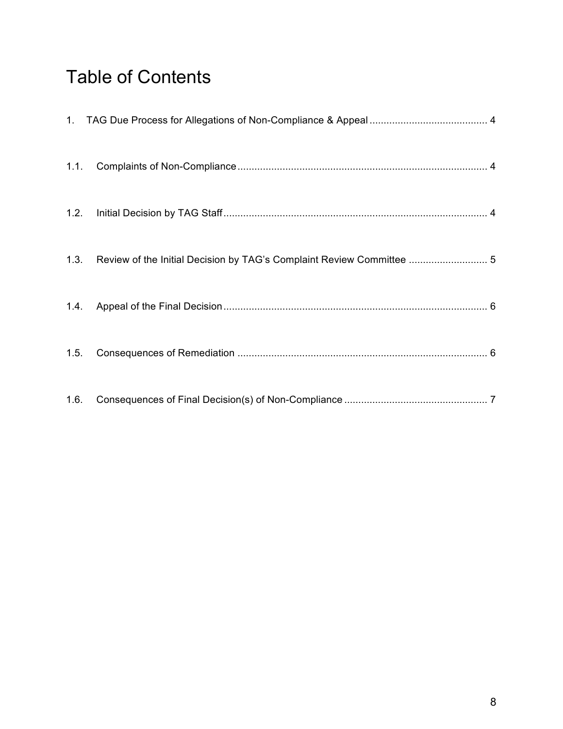# Table of Contents

1. TAG Due Process for Allegations of Non-Compliance & Appeal .......................................... 4

1.1. Complaints of Non-Compliance ........................................................................................ 4

1.2. Initial Decision by TAG Staff ............................................................................................. 4

1.3. Review of the Initial Decision by TAG's Complaint Review Committee ............................ 5

1.4. Appeal of the Final Decision ............................................................................................. 6

1.5. Consequences of Remediation ........................................................................................ 6

1.6. Consequences of Final Decision(s) of Non-Compliance .................................................. 7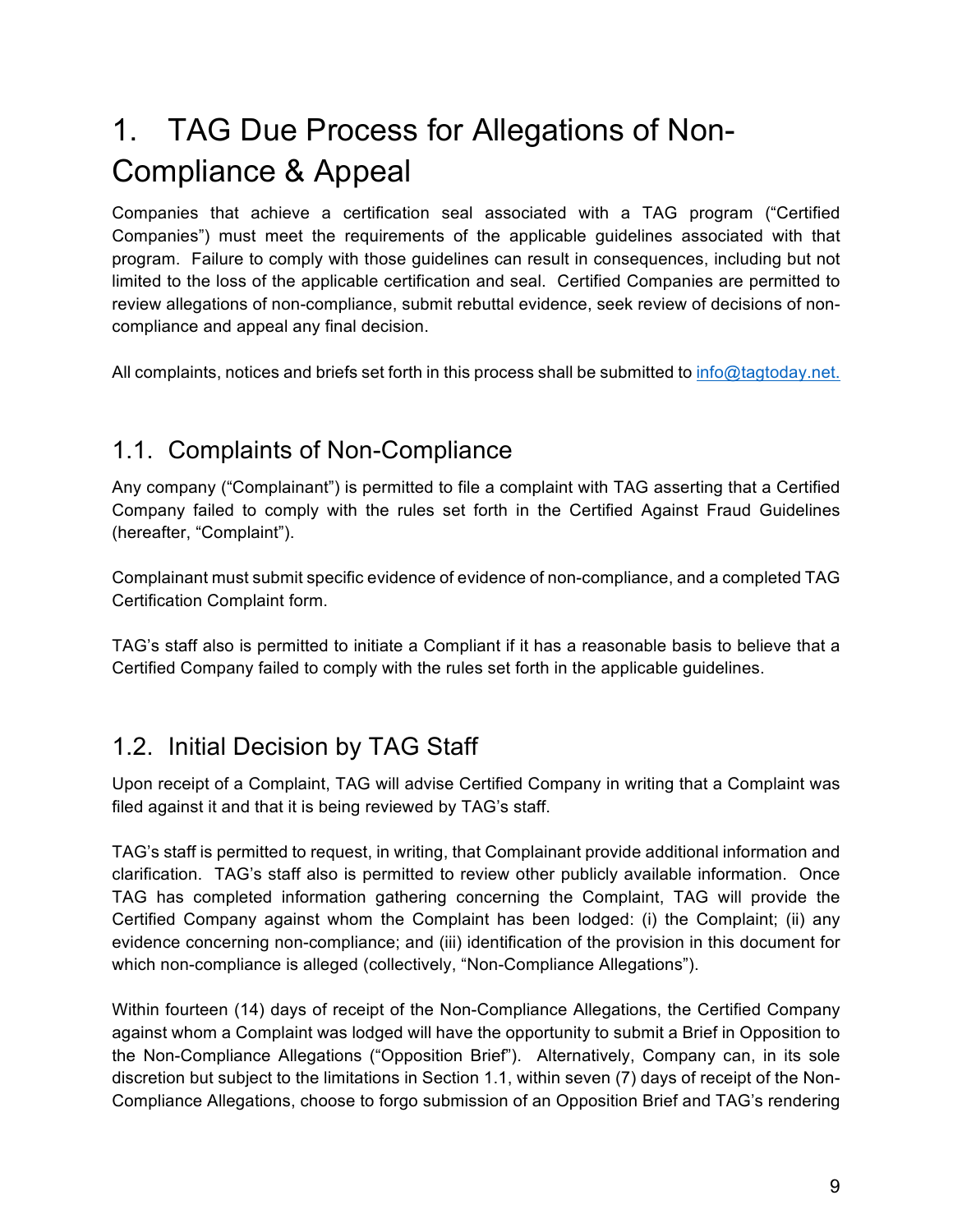# 1. TAG Due Process for Allegations of Non-Compliance & Appeal

Companies that achieve a certification seal associated with a TAG program ("Certified Companies") must meet the requirements of the applicable guidelines associated with that program. Failure to comply with those guidelines can result in consequences, including but not limited to the loss of the applicable certification and seal. Certified Companies are permitted to review allegations of non-compliance, submit rebuttal evidence, seek review of decisions of non-compliance and appeal any final decision.

All complaints, notices and briefs set forth in this process shall be submitted to info@tagtoday.net.

## 1.1. Complaints of Non-Compliance

Any company ("Complainant") is permitted to file a complaint with TAG asserting that a Certified Company failed to comply with the rules set forth in the Certified Against Fraud Guidelines (hereafter, "Complaint").

Complainant must submit specific evidence of evidence of non-compliance, and a completed TAG Certification Complaint form.

TAG's staff also is permitted to initiate a Compliant if it has a reasonable basis to believe that a Certified Company failed to comply with the rules set forth in the applicable guidelines.

## 1.2. Initial Decision by TAG Staff

Upon receipt of a Complaint, TAG will advise Certified Company in writing that a Complaint was filed against it and that it is being reviewed by TAG's staff.

TAG's staff is permitted to request, in writing, that Complainant provide additional information and clarification. TAG's staff also is permitted to review other publicly available information. Once TAG has completed information gathering concerning the Complaint, TAG will provide the Certified Company against whom the Complaint has been lodged: (i) the Complaint; (ii) any evidence concerning non-compliance; and (iii) identification of the provision in this document for which non-compliance is alleged (collectively, "Non-Compliance Allegations").

Within fourteen (14) days of receipt of the Non-Compliance Allegations, the Certified Company against whom a Complaint was lodged will have the opportunity to submit a Brief in Opposition to the Non-Compliance Allegations ("Opposition Brief"). Alternatively, Company can, in its sole discretion but subject to the limitations in Section 1.1, within seven (7) days of receipt of the Non-Compliance Allegations, choose to forgo submission of an Opposition Brief and TAG's rendering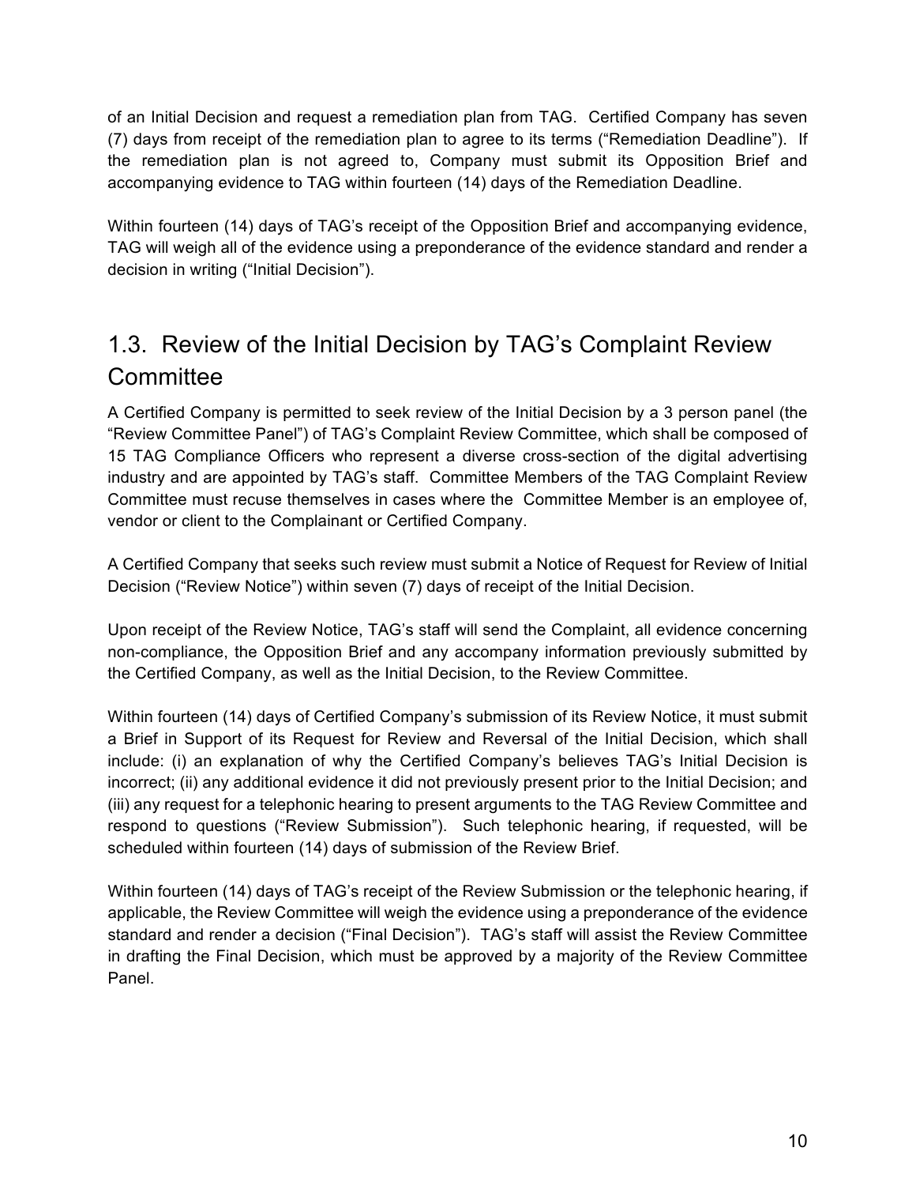of an Initial Decision and request a remediation plan from TAG. Certified Company has seven (7) days from receipt of the remediation plan to agree to its terms ("Remediation Deadline"). If the remediation plan is not agreed to, Company must submit its Opposition Brief and accompanying evidence to TAG within fourteen (14) days of the Remediation Deadline.

Within fourteen (14) days of TAG's receipt of the Opposition Brief and accompanying evidence, TAG will weigh all of the evidence using a preponderance of the evidence standard and render a decision in writing ("Initial Decision").

## 1.3. Review of the Initial Decision by TAG's Complaint Review Committee

A Certified Company is permitted to seek review of the Initial Decision by a 3 person panel (the "Review Committee Panel") of TAG's Complaint Review Committee, which shall be composed of 15 TAG Compliance Officers who represent a diverse cross-section of the digital advertising industry and are appointed by TAG's staff. Committee Members of the TAG Complaint Review Committee must recuse themselves in cases where the Committee Member is an employee of, vendor or client to the Complainant or Certified Company.

A Certified Company that seeks such review must submit a Notice of Request for Review of Initial Decision ("Review Notice") within seven (7) days of receipt of the Initial Decision.

Upon receipt of the Review Notice, TAG's staff will send the Complaint, all evidence concerning non-compliance, the Opposition Brief and any accompany information previously submitted by the Certified Company, as well as the Initial Decision, to the Review Committee.

Within fourteen (14) days of Certified Company's submission of its Review Notice, it must submit a Brief in Support of its Request for Review and Reversal of the Initial Decision, which shall include: (i) an explanation of why the Certified Company's believes TAG's Initial Decision is incorrect; (ii) any additional evidence it did not previously present prior to the Initial Decision; and (iii) any request for a telephonic hearing to present arguments to the TAG Review Committee and respond to questions ("Review Submission"). Such telephonic hearing, if requested, will be scheduled within fourteen (14) days of submission of the Review Brief.

Within fourteen (14) days of TAG's receipt of the Review Submission or the telephonic hearing, if applicable, the Review Committee will weigh the evidence using a preponderance of the evidence standard and render a decision ("Final Decision"). TAG's staff will assist the Review Committee in drafting the Final Decision, which must be approved by a majority of the Review Committee Panel.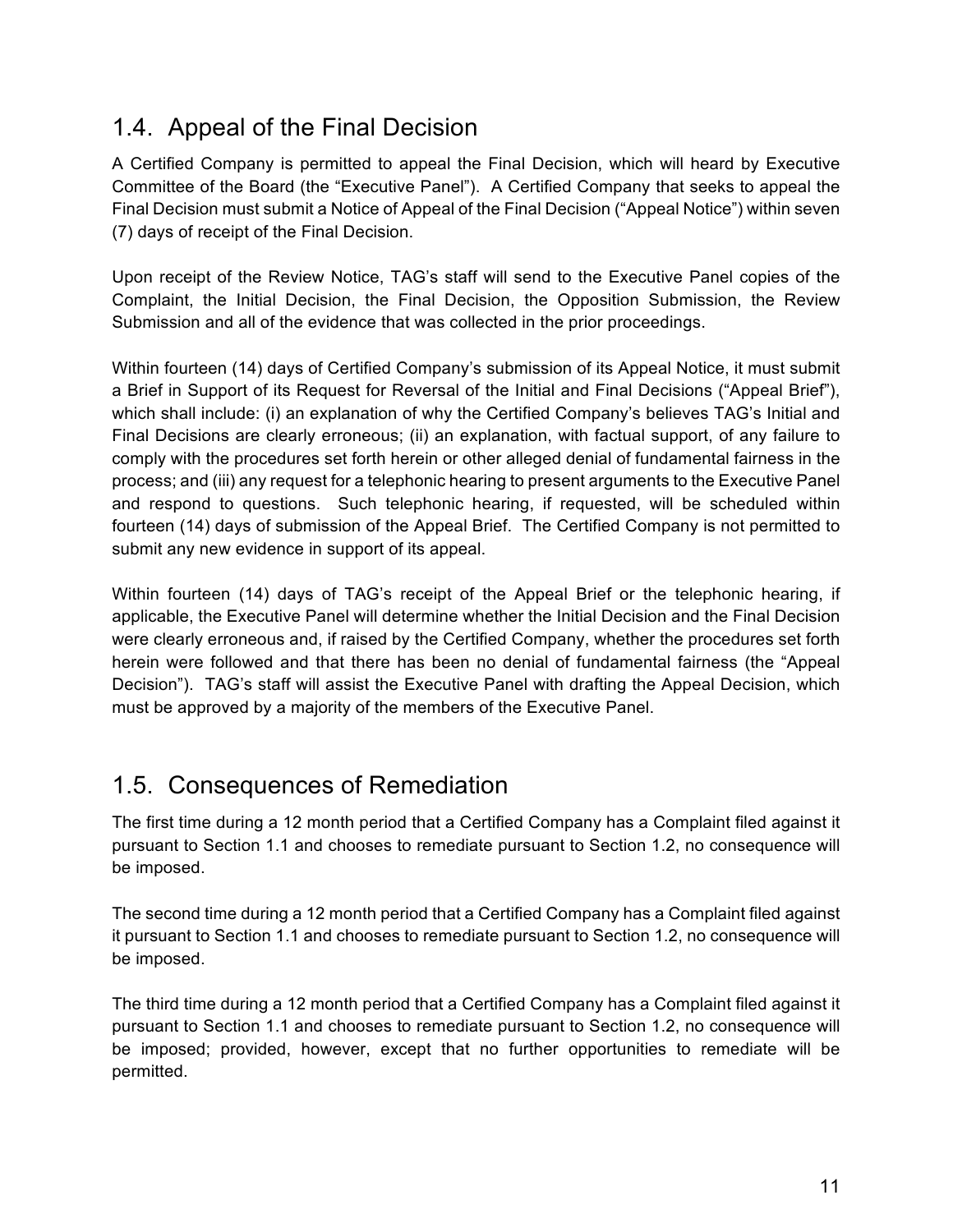## 1.4. Appeal of the Final Decision

A Certified Company is permitted to appeal the Final Decision, which will heard by Executive Committee of the Board (the "Executive Panel"). A Certified Company that seeks to appeal the Final Decision must submit a Notice of Appeal of the Final Decision ("Appeal Notice") within seven (7) days of receipt of the Final Decision.

Upon receipt of the Review Notice, TAG's staff will send to the Executive Panel copies of the Complaint, the Initial Decision, the Final Decision, the Opposition Submission, the Review Submission and all of the evidence that was collected in the prior proceedings.

Within fourteen (14) days of Certified Company's submission of its Appeal Notice, it must submit a Brief in Support of its Request for Reversal of the Initial and Final Decisions ("Appeal Brief"), which shall include: (i) an explanation of why the Certified Company's believes TAG's Initial and Final Decisions are clearly erroneous; (ii) an explanation, with factual support, of any failure to comply with the procedures set forth herein or other alleged denial of fundamental fairness in the process; and (iii) any request for a telephonic hearing to present arguments to the Executive Panel and respond to questions. Such telephonic hearing, if requested, will be scheduled within fourteen (14) days of submission of the Appeal Brief. The Certified Company is not permitted to submit any new evidence in support of its appeal.

Within fourteen (14) days of TAG's receipt of the Appeal Brief or the telephonic hearing, if applicable, the Executive Panel will determine whether the Initial Decision and the Final Decision were clearly erroneous and, if raised by the Certified Company, whether the procedures set forth herein were followed and that there has been no denial of fundamental fairness (the "Appeal Decision"). TAG's staff will assist the Executive Panel with drafting the Appeal Decision, which must be approved by a majority of the members of the Executive Panel.

## 1.5. Consequences of Remediation

The first time during a 12 month period that a Certified Company has a Complaint filed against it pursuant to Section 1.1 and chooses to remediate pursuant to Section 1.2, no consequence will be imposed.

The second time during a 12 month period that a Certified Company has a Complaint filed against it pursuant to Section 1.1 and chooses to remediate pursuant to Section 1.2, no consequence will be imposed.

The third time during a 12 month period that a Certified Company has a Complaint filed against it pursuant to Section 1.1 and chooses to remediate pursuant to Section 1.2, no consequence will be imposed; provided, however, except that no further opportunities to remediate will be permitted.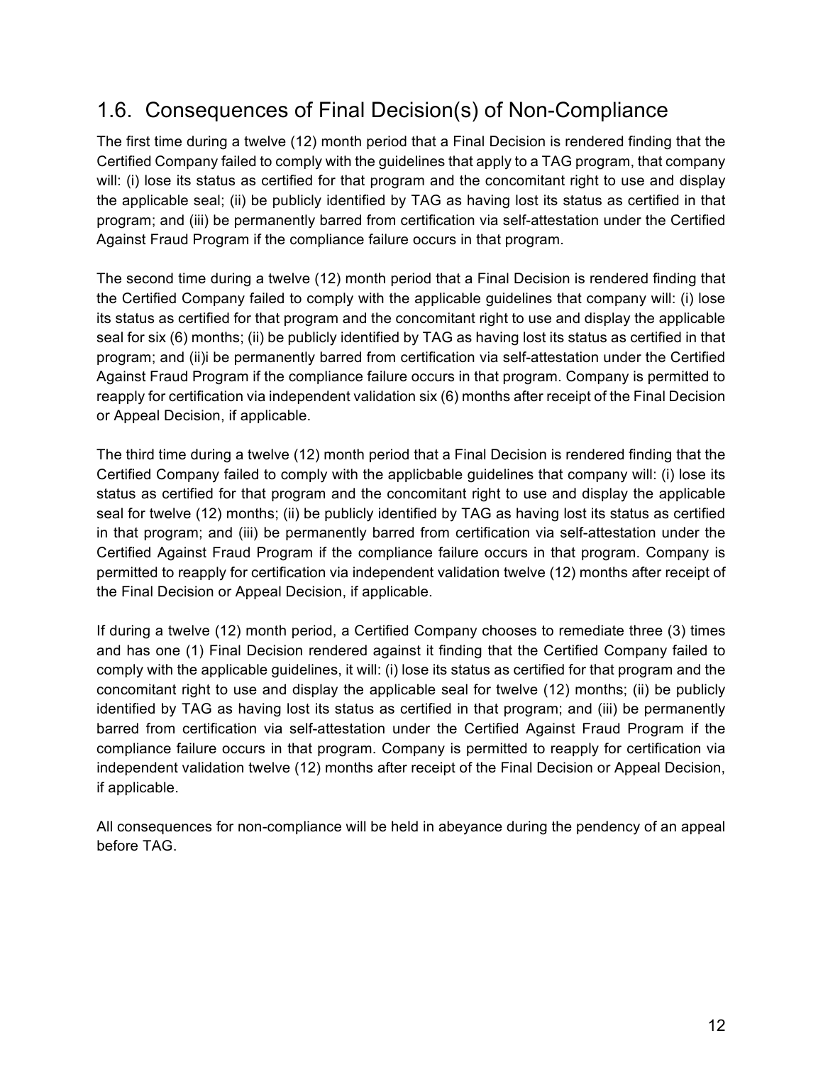## 1.6. Consequences of Final Decision(s) of Non-Compliance

The first time during a twelve (12) month period that a Final Decision is rendered finding that the Certified Company failed to comply with the guidelines that apply to a TAG program, that company will: (i) lose its status as certified for that program and the concomitant right to use and display the applicable seal; (ii) be publicly identified by TAG as having lost its status as certified in that program; and (iii) be permanently barred from certification via self-attestation under the Certified Against Fraud Program if the compliance failure occurs in that program.

The second time during a twelve (12) month period that a Final Decision is rendered finding that the Certified Company failed to comply with the applicable guidelines that company will: (i) lose its status as certified for that program and the concomitant right to use and display the applicable seal for six (6) months; (ii) be publicly identified by TAG as having lost its status as certified in that program; and (ii)i be permanently barred from certification via self-attestation under the Certified Against Fraud Program if the compliance failure occurs in that program. Company is permitted to reapply for certification via independent validation six (6) months after receipt of the Final Decision or Appeal Decision, if applicable.

The third time during a twelve (12) month period that a Final Decision is rendered finding that the Certified Company failed to comply with the applicbable guidelines that company will: (i) lose its status as certified for that program and the concomitant right to use and display the applicable seal for twelve (12) months; (ii) be publicly identified by TAG as having lost its status as certified in that program; and (iii) be permanently barred from certification via self-attestation under the Certified Against Fraud Program if the compliance failure occurs in that program. Company is permitted to reapply for certification via independent validation twelve (12) months after receipt of the Final Decision or Appeal Decision, if applicable.

If during a twelve (12) month period, a Certified Company chooses to remediate three (3) times and has one (1) Final Decision rendered against it finding that the Certified Company failed to comply with the applicable guidelines, it will: (i) lose its status as certified for that program and the concomitant right to use and display the applicable seal for twelve (12) months; (ii) be publicly identified by TAG as having lost its status as certified in that program; and (iii) be permanently barred from certification via self-attestation under the Certified Against Fraud Program if the compliance failure occurs in that program. Company is permitted to reapply for certification via independent validation twelve (12) months after receipt of the Final Decision or Appeal Decision, if applicable.

All consequences for non-compliance will be held in abeyance during the pendency of an appeal before TAG.